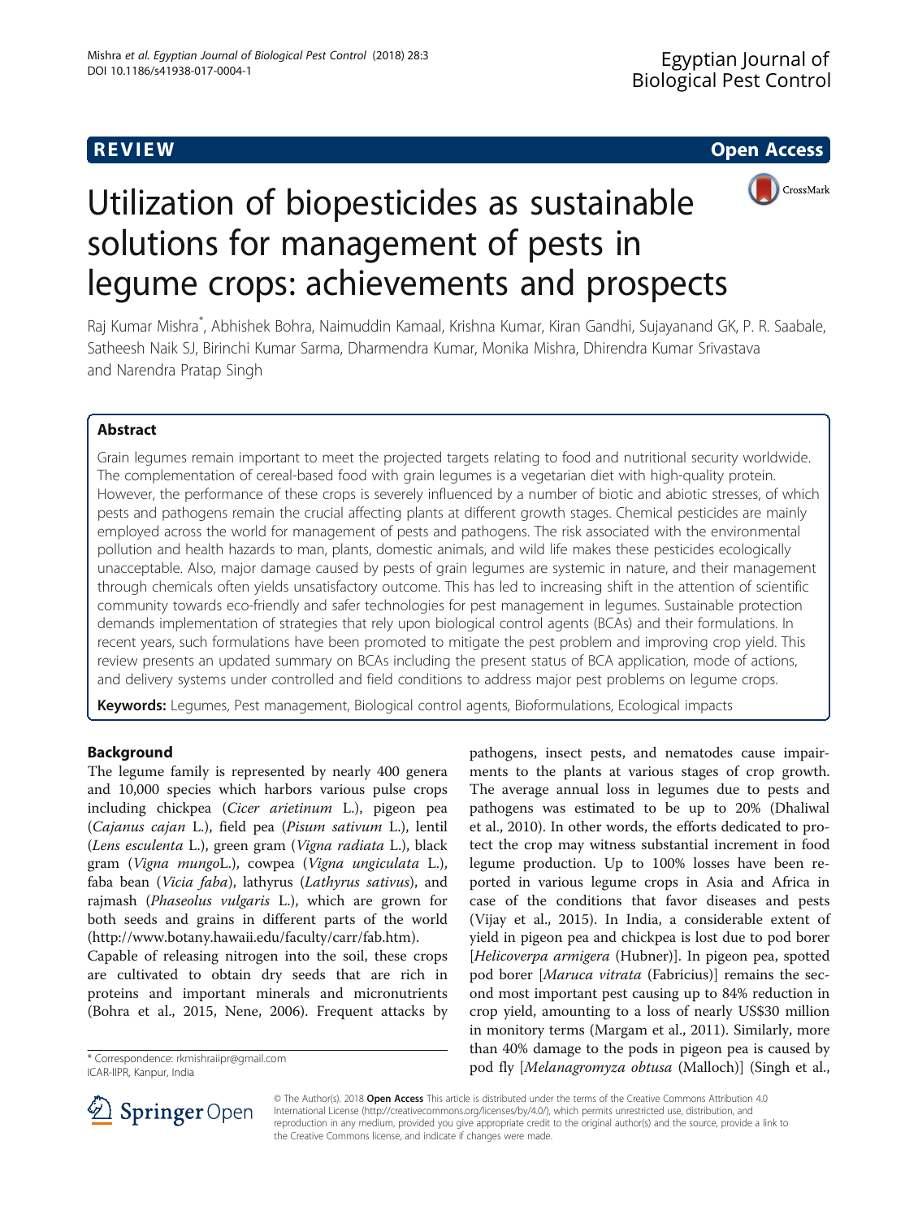REVIEW Open Access

# Utilization of biopesticides as sustainable solutions for management of pests in legume crops: achievements and prospects

Raj Kumar Mishra*, Abhishek Bohra, Naimuddin Kamaal, Krishna Kumar, Kiran Gandhi, Sujayanand GK, P. R. Saabale, Satheesh Naik SJ, Birinchi Kumar Sarma, Dharmendra Kumar, Monika Mishra, Dhirendra Kumar Srivastava and Narendra Pratap Singh

## Abstract

Grain legumes remain important to meet the projected targets relating to food and nutritional security worldwide. The complementation of cereal-based food with grain legumes is a vegetarian diet with high-quality protein. However, the performance of these crops is severely influenced by a number of biotic and abiotic stresses, of which pests and pathogens remain the crucial affecting plants at different growth stages. Chemical pesticides are mainly employed across the world for management of pests and pathogens. The risk associated with the environmental pollution and health hazards to man, plants, domestic animals, and wild life makes these pesticides ecologically unacceptable. Also, major damage caused by pests of grain legumes are systemic in nature, and their management through chemicals often yields unsatisfactory outcome. This has led to increasing shift in the attention of scientific community towards eco-friendly and safer technologies for pest management in legumes. Sustainable protection demands implementation of strategies that rely upon biological control agents (BCAs) and their formulations. In recent years, such formulations have been promoted to mitigate the pest problem and improving crop yield. This review presents an updated summary on BCAs including the present status of BCA application, mode of actions, and delivery systems under controlled and field conditions to address major pest problems on legume crops.

**Keywords:** Legumes, Pest management, Biological control agents, Bioformulations, Ecological impacts

## Background

The legume family is represented by nearly 400 genera and 10,000 species which harbors various pulse crops including chickpea (*Cicer arietinum* L.), pigeon pea (*Cajanus cajan* L.), field pea (*Pisum sativum* L.), lentil (*Lens esculenta* L.), green gram (*Vigna radiata* L.), black gram (*Vigna mungo*L.), cowpea (*Vigna ungiculata* L.), faba bean (*Vicia faba*), lathyrus (*Lathyrus sativus*), and rajmash (*Phaseolus vulgaris* L.), which are grown for both seeds and grains in different parts of the world (http://www.botany.hawaii.edu/faculty/carr/fab.htm).

Capable of releasing nitrogen into the soil, these crops are cultivated to obtain dry seeds that are rich in proteins and important minerals and micronutrients (Bohra et al., 2015, Nene, 2006). Frequent attacks by pathogens, insect pests, and nematodes cause impairments to the plants at various stages of crop growth. The average annual loss in legumes due to pests and pathogens was estimated to be up to 20% (Dhaliwal et al., 2010). In other words, the efforts dedicated to protect the crop may witness substantial increment in food legume production. Up to 100% losses have been reported in various legume crops in Asia and Africa in case of the conditions that favor diseases and pests (Vijay et al., 2015). In India, a considerable extent of yield in pigeon pea and chickpea is lost due to pod borer [*Helicoverpa armigera* (Hubner)]. In pigeon pea, spotted pod borer [*Maruca vitrata* (Fabricius)] remains the second most important pest causing up to 84% reduction in crop yield, amounting to a loss of nearly US$30 million in monitory terms (Margam et al., 2011). Similarly, more than 40% damage to the pods in pigeon pea is caused by pod fly [*Melanagromyza obtusa* (Malloch)] (Singh et al.,

* Correspondence: rkmishraiipr@gmail.com
ICAR-IIPR, Kanpur, India

© The Author(s). 2018 **Open Access** This article is distributed under the terms of the Creative Commons Attribution 4.0 International License (http://creativecommons.org/licenses/by/4.0/), which permits unrestricted use, distribution, and reproduction in any medium, provided you give appropriate credit to the original author(s) and the source, provide a link to the Creative Commons license, and indicate if changes were made.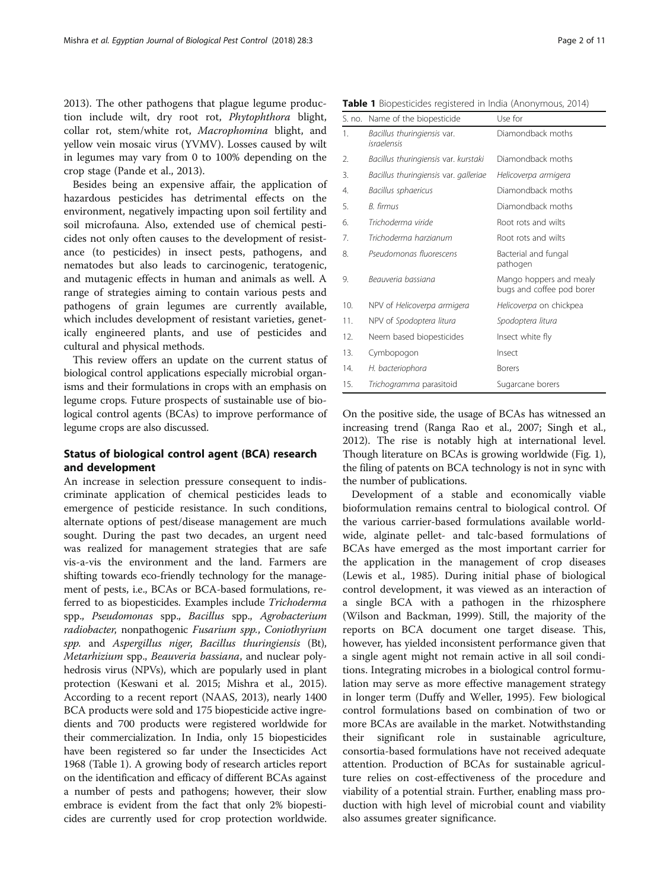2013). The other pathogens that plague legume production include wilt, dry root rot, *Phytophthora* blight, collar rot, stem/white rot, *Macrophomina* blight, and yellow vein mosaic virus (YVMV). Losses caused by wilt in legumes may vary from 0 to 100% depending on the crop stage (Pande et al., 2013).

Besides being an expensive affair, the application of hazardous pesticides has detrimental effects on the environment, negatively impacting upon soil fertility and soil microfauna. Also, extended use of chemical pesticides not only often causes to the development of resistance (to pesticides) in insect pests, pathogens, and nematodes but also leads to carcinogenic, teratogenic, and mutagenic effects in human and animals as well. A range of strategies aiming to contain various pests and pathogens of grain legumes are currently available, which includes development of resistant varieties, genetically engineered plants, and use of pesticides and cultural and physical methods.

This review offers an update on the current status of biological control applications especially microbial organisms and their formulations in crops with an emphasis on legume crops. Future prospects of sustainable use of biological control agents (BCAs) to improve performance of legume crops are also discussed.

## Status of biological control agent (BCA) research and development

An increase in selection pressure consequent to indiscriminate application of chemical pesticides leads to emergence of pesticide resistance. In such conditions, alternate options of pest/disease management are much sought. During the past two decades, an urgent need was realized for management strategies that are safe vis-a-vis the environment and the land. Farmers are shifting towards eco-friendly technology for the management of pests, i.e., BCAs or BCA-based formulations, referred to as biopesticides. Examples include *Trichoderma* spp., *Pseudomonas* spp., *Bacillus* spp., *Agrobacterium radiobacter*, nonpathogenic *Fusarium spp.*, *Coniothyrium spp.* and *Aspergillus niger*, *Bacillus thuringiensis* (Bt), *Metarhizium* spp., *Beauveria bassiana*, and nuclear polyhedrosis virus (NPVs), which are popularly used in plant protection (Keswani et al. 2015; Mishra et al., 2015). According to a recent report (NAAS, 2013), nearly 1400 BCA products were sold and 175 biopesticide active ingredients and 700 products were registered worldwide for their commercialization. In India, only 15 biopesticides have been registered so far under the Insecticides Act 1968 (Table 1). A growing body of research articles report on the identification and efficacy of different BCAs against a number of pests and pathogens; however, their slow embrace is evident from the fact that only 2% biopesticides are currently used for crop protection worldwide.

**Table 1** Biopesticides registered in India (Anonymous, 2014)

| S. no. | Name of the biopesticide | Use for |
|---|---|---|
| 1. | *Bacillus thuringiensis* var. *israelensis* | Diamondback moths |
| 2. | *Bacillus thuringiensis* var. *kurstaki* | Diamondback moths |
| 3. | *Bacillus thuringiensis* var. *galleriae* | *Helicoverpa armigera* |
| 4. | *Bacillus sphaericus* | Diamondback moths |
| 5. | *B. firmus* | Diamondback moths |
| 6. | *Trichoderma viride* | Root rots and wilts |
| 7. | *Trichoderma harzianum* | Root rots and wilts |
| 8. | *Pseudomonas fluorescens* | Bacterial and fungal pathogen |
| 9. | *Beauveria bassiana* | Mango hoppers and mealy bugs and coffee pod borer |
| 10. | NPV of *Helicoverpa armigera* | *Helicoverpa* on chickpea |
| 11. | NPV of *Spodoptera litura* | *Spodoptera litura* |
| 12. | Neem based biopesticides | Insect white fly |
| 13. | Cymbopogon | Insect |
| 14. | *H. bacteriophora* | Borers |
| 15. | *Trichogramma* parasitoid | Sugarcane borers |

On the positive side, the usage of BCAs has witnessed an increasing trend (Ranga Rao et al., 2007; Singh et al., 2012). The rise is notably high at international level. Though literature on BCAs is growing worldwide (Fig. 1), the filing of patents on BCA technology is not in sync with the number of publications.

Development of a stable and economically viable bioformulation remains central to biological control. Of the various carrier-based formulations available worldwide, alginate pellet- and talc-based formulations of BCAs have emerged as the most important carrier for the application in the management of crop diseases (Lewis et al., 1985). During initial phase of biological control development, it was viewed as an interaction of a single BCA with a pathogen in the rhizosphere (Wilson and Backman, 1999). Still, the majority of the reports on BCA document one target disease. This, however, has yielded inconsistent performance given that a single agent might not remain active in all soil conditions. Integrating microbes in a biological control formulation may serve as more effective management strategy in longer term (Duffy and Weller, 1995). Few biological control formulations based on combination of two or more BCAs are available in the market. Notwithstanding their significant role in sustainable agriculture, consortia-based formulations have not received adequate attention. Production of BCAs for sustainable agriculture relies on cost-effectiveness of the procedure and viability of a potential strain. Further, enabling mass production with high level of microbial count and viability also assumes greater significance.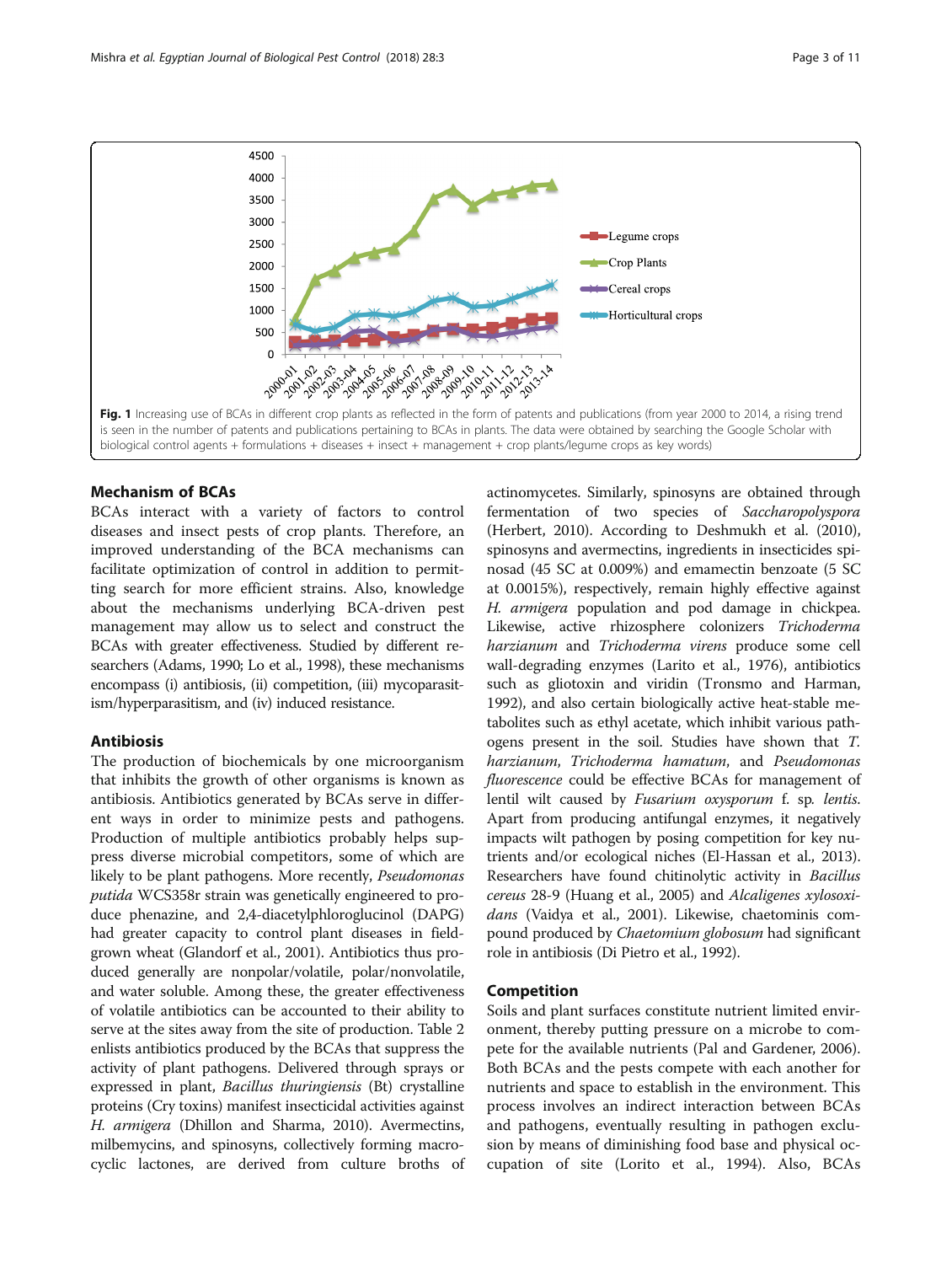**Fig. 1** Increasing use of BCAs in different crop plants as reflected in the form of patents and publications (from year 2000 to 2014, a rising trend is seen in the number of patents and publications pertaining to BCAs in plants. The data were obtained by searching the Google Scholar with biological control agents + formulations + diseases + insect + management + crop plants/legume crops as key words)

## Mechanism of BCAs

BCAs interact with a variety of factors to control diseases and insect pests of crop plants. Therefore, an improved understanding of the BCA mechanisms can facilitate optimization of control in addition to permitting search for more efficient strains. Also, knowledge about the mechanisms underlying BCA-driven pest management may allow us to select and construct the BCAs with greater effectiveness. Studied by different researchers (Adams, 1990; Lo et al., 1998), these mechanisms encompass (i) antibiosis, (ii) competition, (iii) mycoparasitism/hyperparasitism, and (iv) induced resistance.

### Antibiosis

The production of biochemicals by one microorganism that inhibits the growth of other organisms is known as antibiosis. Antibiotics generated by BCAs serve in different ways in order to minimize pests and pathogens. Production of multiple antibiotics probably helps suppress diverse microbial competitors, some of which are likely to be plant pathogens. More recently, *Pseudomonas putida* WCS358r strain was genetically engineered to produce phenazine, and 2,4-diacetylphloroglucinol (DAPG) had greater capacity to control plant diseases in field-grown wheat (Glandorf et al., 2001). Antibiotics thus produced generally are nonpolar/volatile, polar/nonvolatile, and water soluble. Among these, the greater effectiveness of volatile antibiotics can be accounted to their ability to serve at the sites away from the site of production. Table 2 enlists antibiotics produced by the BCAs that suppress the activity of plant pathogens. Delivered through sprays or expressed in plant, *Bacillus thuringiensis* (Bt) crystalline proteins (Cry toxins) manifest insecticidal activities against *H. armigera* (Dhillon and Sharma, 2010). Avermectins, milbemycins, and spinosyns, collectively forming macrocyclic lactones, are derived from culture broths of actinomycetes. Similarly, spinosyns are obtained through fermentation of two species of *Saccharopolyspora* (Herbert, 2010). According to Deshmukh et al. (2010), spinosyns and avermectins, ingredients in insecticides spinosad (45 SC at 0.009%) and emamectin benzoate (5 SC at 0.0015%), respectively, remain highly effective against *H. armigera* population and pod damage in chickpea. Likewise, active rhizosphere colonizers *Trichoderma harzianum* and *Trichoderma virens* produce some cell wall-degrading enzymes (Larito et al., 1976), antibiotics such as gliotoxin and viridin (Tronsmo and Harman, 1992), and also certain biologically active heat-stable metabolites such as ethyl acetate, which inhibit various pathogens present in the soil. Studies have shown that *T. harzianum*, *Trichoderma hamatum*, and *Pseudomonas fluorescence* could be effective BCAs for management of lentil wilt caused by *Fusarium oxysporum* f. sp. *lentis*. Apart from producing antifungal enzymes, it negatively impacts wilt pathogen by posing competition for key nutrients and/or ecological niches (El-Hassan et al., 2013). Researchers have found chitinolytic activity in *Bacillus cereus* 28-9 (Huang et al., 2005) and *Alcaligenes xylosoxidans* (Vaidya et al., 2001). Likewise, chaetominis compound produced by *Chaetomium globosum* had significant role in antibiosis (Di Pietro et al., 1992).

### Competition

Soils and plant surfaces constitute nutrient limited environment, thereby putting pressure on a microbe to compete for the available nutrients (Pal and Gardener, 2006). Both BCAs and the pests compete with each another for nutrients and space to establish in the environment. This process involves an indirect interaction between BCAs and pathogens, eventually resulting in pathogen exclusion by means of diminishing food base and physical occupation of site (Lorito et al., 1994). Also, BCAs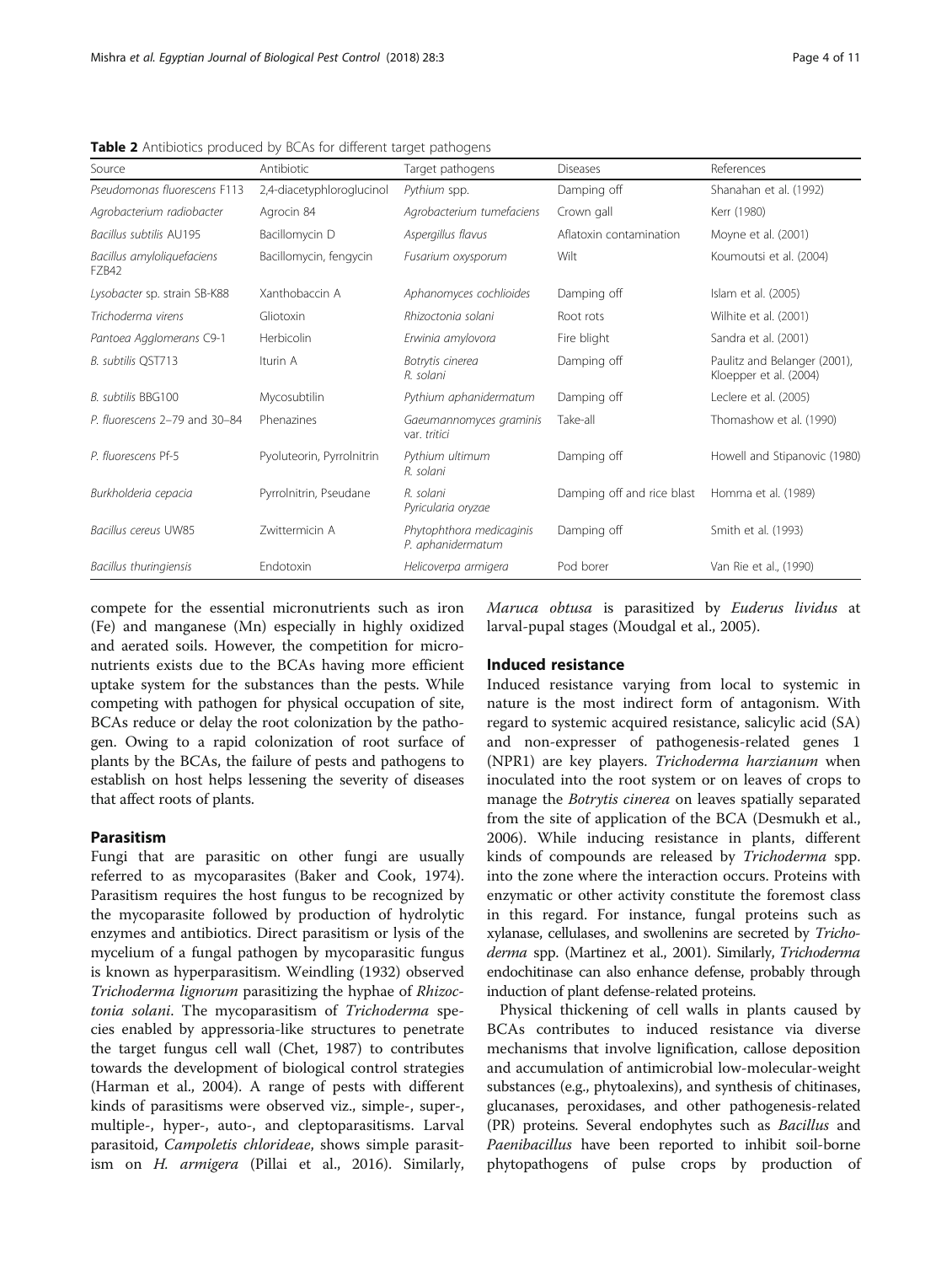**Table 2** Antibiotics produced by BCAs for different target pathogens

| Source | Antibiotic | Target pathogens | Diseases | References |
|---|---|---|---|---|
| *Pseudomonas fluorescens* F113 | 2,4-diacetyphloroglucinol | *Pythium* spp. | Damping off | Shanahan et al. (1992) |
| *Agrobacterium radiobacter* | Agrocin 84 | *Agrobacterium tumefaciens* | Crown gall | Kerr (1980) |
| *Bacillus subtilis* AU195 | Bacillomycin D | *Aspergillus flavus* | Aflatoxin contamination | Moyne et al. (2001) |
| *Bacillus amyloliquefaciens* FZB42 | Bacillomycin, fengycin | *Fusarium oxysporum* | Wilt | Koumoutsi et al. (2004) |
| *Lysobacter* sp. strain SB-K88 | Xanthobaccin A | *Aphanomyces cochlioides* | Damping off | Islam et al. (2005) |
| *Trichoderma virens* | Gliotoxin | *Rhizoctonia solani* | Root rots | Wilhite et al. (2001) |
| *Pantoea Agglomerans* C9-1 | Herbicolin | *Erwinia amylovora* | Fire blight | Sandra et al. (2001) |
| *B. subtilis* QST713 | Iturin A | *Botrytis cinerea* *R. solani* | Damping off | Paulitz and Belanger (2001), Kloepper et al. (2004) |
| *B. subtilis* BBG100 | Mycosubtilin | *Pythium aphanidermatum* | Damping off | Leclere et al. (2005) |
| *P. fluorescens* 2–79 and 30–84 | Phenazines | *Gaeumannomyces graminis* var. *tritici* | Take-all | Thomashow et al. (1990) |
| *P. fluorescens* Pf-5 | Pyoluteorin, Pyrrolnitrin | *Pythium ultimum* *R. solani* | Damping off | Howell and Stipanovic (1980) |
| *Burkholderia cepacia* | Pyrrolnitrin, Pseudane | *R. solani* *Pyricularia oryzae* | Damping off and rice blast | Homma et al. (1989) |
| *Bacillus cereus* UW85 | Zwittermicin A | *Phytophthora medicaginis* *P. aphanidermatum* | Damping off | Smith et al. (1993) |
| *Bacillus thuringiensis* | Endotoxin | *Helicoverpa armigera* | Pod borer | Van Rie et al., (1990) |

compete for the essential micronutrients such as iron (Fe) and manganese (Mn) especially in highly oxidized and aerated soils. However, the competition for micronutrients exists due to the BCAs having more efficient uptake system for the substances than the pests. While competing with pathogen for physical occupation of site, BCAs reduce or delay the root colonization by the pathogen. Owing to a rapid colonization of root surface of plants by the BCAs, the failure of pests and pathogens to establish on host helps lessening the severity of diseases that affect roots of plants.

## Parasitism

Fungi that are parasitic on other fungi are usually referred to as mycoparasites (Baker and Cook, 1974). Parasitism requires the host fungus to be recognized by the mycoparasite followed by production of hydrolytic enzymes and antibiotics. Direct parasitism or lysis of the mycelium of a fungal pathogen by mycoparasitic fungus is known as hyperparasitism. Weindling (1932) observed *Trichoderma lignorum* parasitizing the hyphae of *Rhizoctonia solani*. The mycoparasitism of *Trichoderma* species enabled by appressoria-like structures to penetrate the target fungus cell wall (Chet, 1987) to contributes towards the development of biological control strategies (Harman et al., 2004). A range of pests with different kinds of parasitisms were observed viz., simple-, super-, multiple-, hyper-, auto-, and cleptoparasitisms. Larval parasitoid, *Campoletis chlorideae*, shows simple parasitism on *H. armigera* (Pillai et al., 2016). Similarly, *Maruca obtusa* is parasitized by *Euderus lividus* at larval-pupal stages (Moudgal et al., 2005).

## Induced resistance

Induced resistance varying from local to systemic in nature is the most indirect form of antagonism. With regard to systemic acquired resistance, salicylic acid (SA) and non-expresser of pathogenesis-related genes 1 (NPR1) are key players. *Trichoderma harzianum* when inoculated into the root system or on leaves of crops to manage the *Botrytis cinerea* on leaves spatially separated from the site of application of the BCA (Desmukh et al., 2006). While inducing resistance in plants, different kinds of compounds are released by *Trichoderma* spp. into the zone where the interaction occurs. Proteins with enzymatic or other activity constitute the foremost class in this regard. For instance, fungal proteins such as xylanase, cellulases, and swollenins are secreted by *Trichoderma* spp. (Martinez et al., 2001). Similarly, *Trichoderma* endochitinase can also enhance defense, probably through induction of plant defense-related proteins.

Physical thickening of cell walls in plants caused by BCAs contributes to induced resistance via diverse mechanisms that involve lignification, callose deposition and accumulation of antimicrobial low-molecular-weight substances (e.g., phytoalexins), and synthesis of chitinases, glucanases, peroxidases, and other pathogenesis-related (PR) proteins. Several endophytes such as *Bacillus* and *Paenibacillus* have been reported to inhibit soil-borne phytopathogens of pulse crops by production of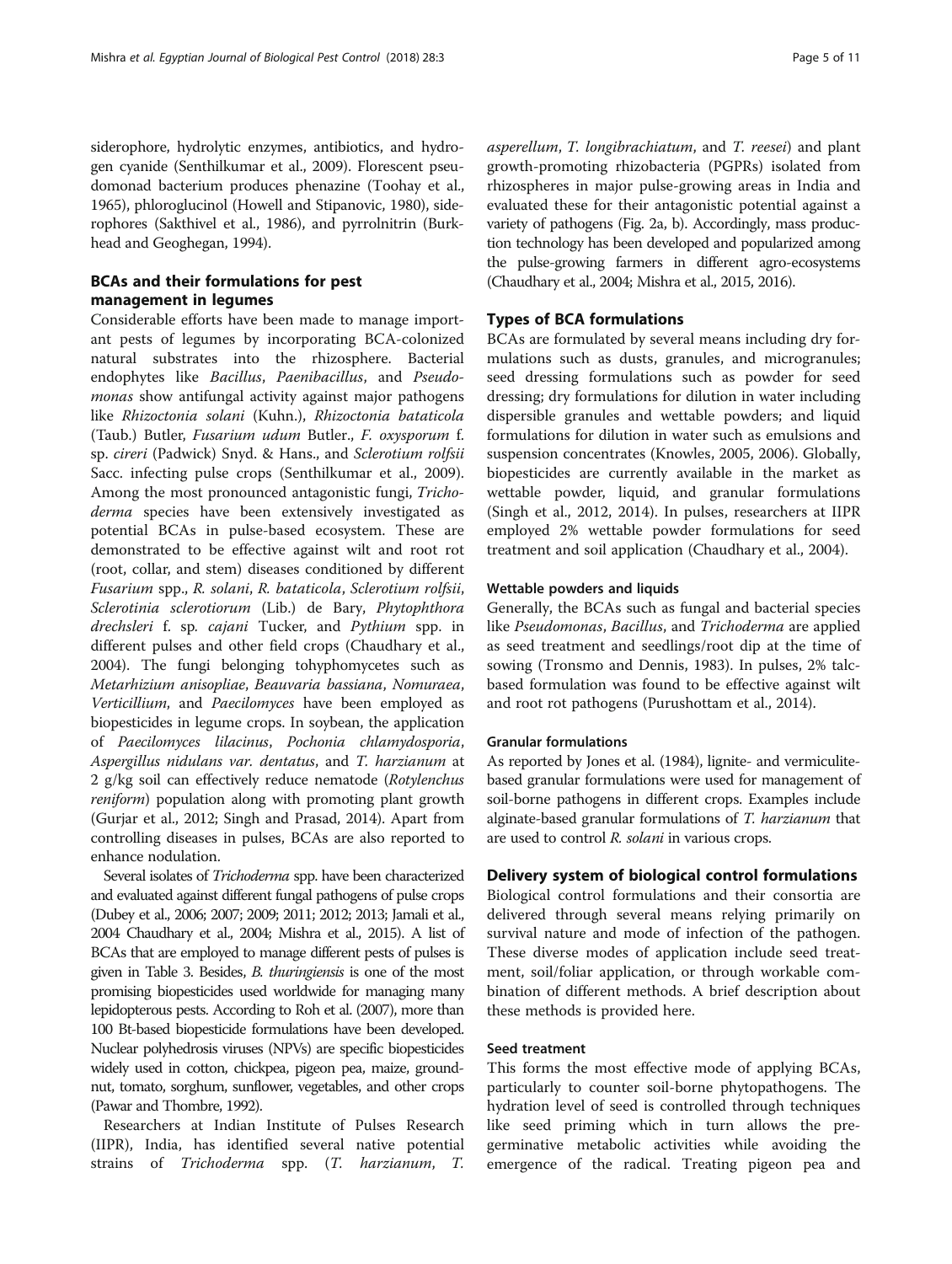siderophore, hydrolytic enzymes, antibiotics, and hydrogen cyanide (Senthilkumar et al., 2009). Florescent pseudomonad bacterium produces phenazine (Toohay et al., 1965), phloroglucinol (Howell and Stipanovic, 1980), siderophores (Sakthivel et al., 1986), and pyrrolnitrin (Burkhead and Geoghegan, 1994).

## BCAs and their formulations for pest management in legumes

Considerable efforts have been made to manage important pests of legumes by incorporating BCA-colonized natural substrates into the rhizosphere. Bacterial endophytes like *Bacillus*, *Paenibacillus*, and *Pseudomonas* show antifungal activity against major pathogens like *Rhizoctonia solani* (Kuhn.), *Rhizoctonia bataticola* (Taub.) Butler, *Fusarium udum* Butler., *F. oxysporum* f. sp. *cireri* (Padwick) Snyd. & Hans., and *Sclerotium rolfsii* Sacc. infecting pulse crops (Senthilkumar et al., 2009). Among the most pronounced antagonistic fungi, *Trichoderma* species have been extensively investigated as potential BCAs in pulse-based ecosystem. These are demonstrated to be effective against wilt and root rot (root, collar, and stem) diseases conditioned by different *Fusarium* spp., *R. solani*, *R. bataticola*, *Sclerotium rolfsii*, *Sclerotinia sclerotiorum* (Lib.) de Bary, *Phytophthora drechsleri* f. sp. *cajani* Tucker, and *Pythium* spp. in different pulses and other field crops (Chaudhary et al., 2004). The fungi belonging tohyphomycetes such as *Metarhizium anisopliae*, *Beauvaria bassiana*, *Nomuraea*, *Verticillium*, and *Paecilomyces* have been employed as biopesticides in legume crops. In soybean, the application of *Paecilomyces lilacinus*, *Pochonia chlamydosporia*, *Aspergillus nidulans var. dentatus*, and *T. harzianum* at 2 g/kg soil can effectively reduce nematode (*Rotylenchus reniform*) population along with promoting plant growth (Gurjar et al., 2012; Singh and Prasad, 2014). Apart from controlling diseases in pulses, BCAs are also reported to enhance nodulation.

Several isolates of *Trichoderma* spp. have been characterized and evaluated against different fungal pathogens of pulse crops (Dubey et al., 2006; 2007; 2009; 2011; 2012; 2013; Jamali et al., 2004 Chaudhary et al., 2004; Mishra et al., 2015). A list of BCAs that are employed to manage different pests of pulses is given in Table 3. Besides, *B. thuringiensis* is one of the most promising biopesticides used worldwide for managing many lepidopterous pests. According to Roh et al. (2007), more than 100 Bt-based biopesticide formulations have been developed. Nuclear polyhedrosis viruses (NPVs) are specific biopesticides widely used in cotton, chickpea, pigeon pea, maize, groundnut, tomato, sorghum, sunflower, vegetables, and other crops (Pawar and Thombre, 1992).

Researchers at Indian Institute of Pulses Research (IIPR), India, has identified several native potential strains of *Trichoderma* spp. (*T. harzianum*, *T. asperellum*, *T. longibrachiatum*, and *T. reesei*) and plant growth-promoting rhizobacteria (PGPRs) isolated from rhizospheres in major pulse-growing areas in India and evaluated these for their antagonistic potential against a variety of pathogens (Fig. 2a, b). Accordingly, mass production technology has been developed and popularized among the pulse-growing farmers in different agro-ecosystems (Chaudhary et al., 2004; Mishra et al., 2015, 2016).

## Types of BCA formulations

BCAs are formulated by several means including dry formulations such as dusts, granules, and microgranules; seed dressing formulations such as powder for seed dressing; dry formulations for dilution in water including dispersible granules and wettable powders; and liquid formulations for dilution in water such as emulsions and suspension concentrates (Knowles, 2005, 2006). Globally, biopesticides are currently available in the market as wettable powder, liquid, and granular formulations (Singh et al., 2012, 2014). In pulses, researchers at IIPR employed 2% wettable powder formulations for seed treatment and soil application (Chaudhary et al., 2004).

### Wettable powders and liquids

Generally, the BCAs such as fungal and bacterial species like *Pseudomonas*, *Bacillus*, and *Trichoderma* are applied as seed treatment and seedlings/root dip at the time of sowing (Tronsmo and Dennis, 1983). In pulses, 2% talc-based formulation was found to be effective against wilt and root rot pathogens (Purushottam et al., 2014).

### Granular formulations

As reported by Jones et al. (1984), lignite- and vermiculite-based granular formulations were used for management of soil-borne pathogens in different crops. Examples include alginate-based granular formulations of *T. harzianum* that are used to control *R. solani* in various crops.

## Delivery system of biological control formulations

Biological control formulations and their consortia are delivered through several means relying primarily on survival nature and mode of infection of the pathogen. These diverse modes of application include seed treatment, soil/foliar application, or through workable combination of different methods. A brief description about these methods is provided here.

### Seed treatment

This forms the most effective mode of applying BCAs, particularly to counter soil-borne phytopathogens. The hydration level of seed is controlled through techniques like seed priming which in turn allows the pre-germinative metabolic activities while avoiding the emergence of the radical. Treating pigeon pea and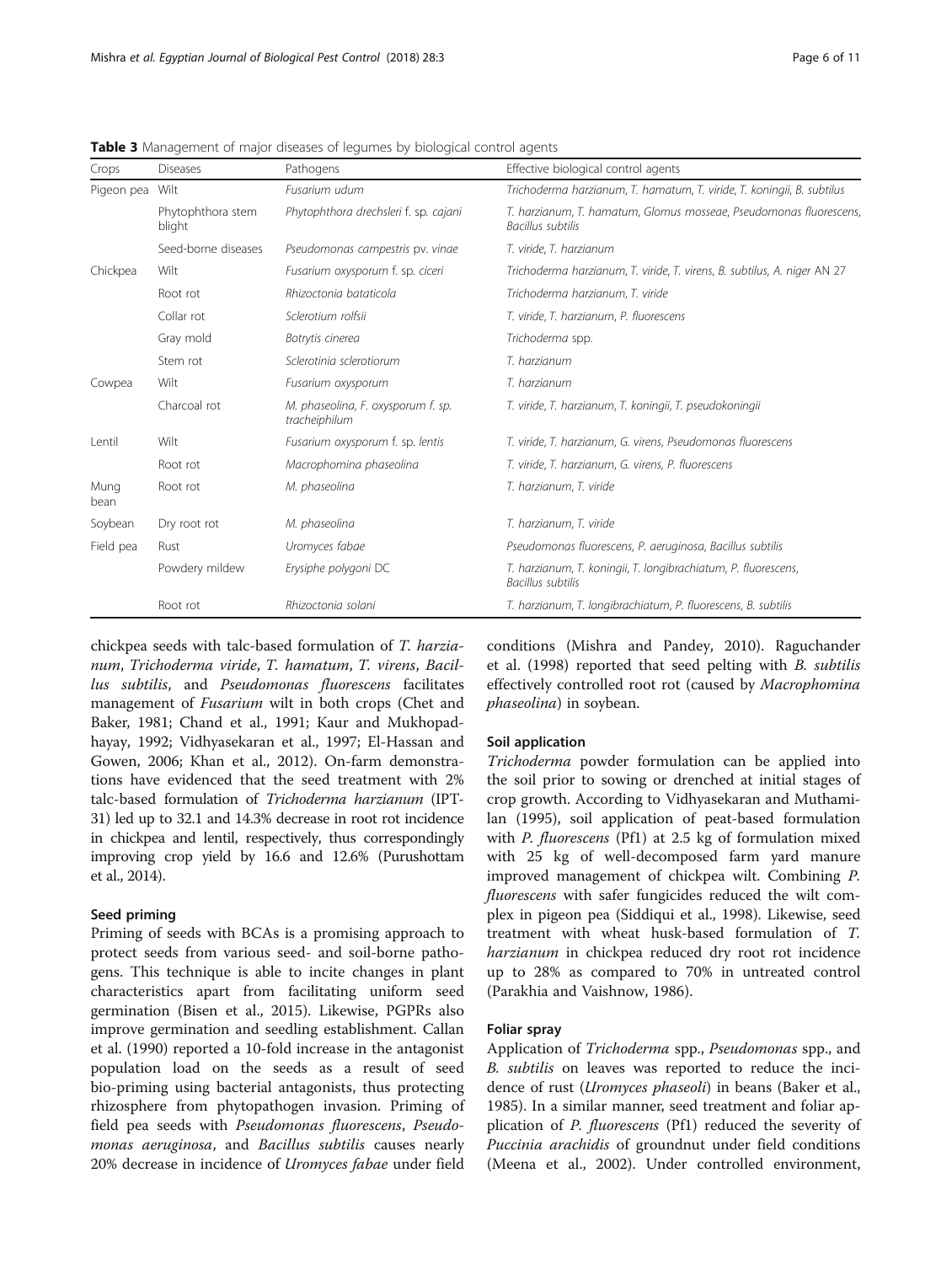**Table 3** Management of major diseases of legumes by biological control agents

| Crops | Diseases | Pathogens | Effective biological control agents |
|---|---|---|---|
| Pigeon pea | Wilt | *Fusarium udum* | *Trichoderma harzianum, T. hamatum, T. viride, T. koningii, B. subtilus* |
| | Phytophthora stem blight | *Phytophthora drechsleri* f. sp. *cajani* | *T. harzianum, T. hamatum, Glomus mosseae, Pseudomonas fluorescens, Bacillus subtilis* |
| | Seed-borne diseases | *Pseudomonas campestris* pv. *vinae* | *T. viride, T. harzianum* |
| Chickpea | Wilt | *Fusarium oxysporum* f. sp. *ciceri* | *Trichoderma harzianum, T. viride, T. virens, B. subtilis, A. niger* AN 27 |
| | Root rot | *Rhizoctonia bataticola* | *Trichoderma harzianum, T. viride* |
| | Collar rot | *Sclerotium rolfsii* | *T. viride, T. harzianum, P. fluorescens* |
| | Gray mold | *Botrytis cinerea* | *Trichoderma* spp. |
| | Stem rot | *Sclerotinia sclerotiorum* | *T. harzianum* |
| Cowpea | Wilt | *Fusarium oxysporum* | *T. harzianum* |
| | Charcoal rot | *M. phaseolina, F. oxysporum* f. sp. *tracheiphilum* | *T. viride, T. harzianum, T. koningii, T. pseudokoningii* |
| Lentil | Wilt | *Fusarium oxysporum* f. sp. *lentis* | *T. viride, T. harzianum, G. virens, Pseudomonas fluorescens* |
| | Root rot | *Macrophomina phaseolina* | *T. viride, T. harzianum, G. virens, P. fluorescens* |
| Mung bean | Root rot | *M. phaseolina* | *T. harzianum, T. viride* |
| Soybean | Dry root rot | *M. phaseolina* | *T. harzianum, T. viride* |
| Field pea | Rust | *Uromyces fabae* | *Pseudomonas fluorescens, P. aeruginosa, Bacillus subtilis* |
| | Powdery mildew | *Erysiphe polygoni* DC | *T. harzianum, T. koningii, T. longibrachiatum, P. fluorescens, Bacillus subtilis* |
| | Root rot | *Rhizoctonia solani* | *T. harzianum, T. longibrachiatum, P. fluorescens, B. subtilis* |

chickpea seeds with talc-based formulation of *T. harzianum*, *Trichoderma viride*, *T. hamatum*, *T. virens*, *Bacillus subtilis*, and *Pseudomonas fluorescens* facilitates management of *Fusarium* wilt in both crops (Chet and Baker, 1981; Chand et al., 1991; Kaur and Mukhopadhayay, 1992; Vidhyasekaran et al., 1997; El-Hassan and Gowen, 2006; Khan et al., 2012). On-farm demonstrations have evidenced that the seed treatment with 2% talc-based formulation of *Trichoderma harzianum* (IPT-31) led up to 32.1 and 14.3% decrease in root rot incidence in chickpea and lentil, respectively, thus correspondingly improving crop yield by 16.6 and 12.6% (Purushottam et al., 2014).

#### Seed priming

Priming of seeds with BCAs is a promising approach to protect seeds from various seed- and soil-borne pathogens. This technique is able to incite changes in plant characteristics apart from facilitating uniform seed germination (Bisen et al., 2015). Likewise, PGPRs also improve germination and seedling establishment. Callan et al. (1990) reported a 10-fold increase in the antagonist population load on the seeds as a result of seed bio-priming using bacterial antagonists, thus protecting rhizosphere from phytopathogen invasion. Priming of field pea seeds with *Pseudomonas fluorescens*, *Pseudomonas aeruginosa*, and *Bacillus subtilis* causes nearly 20% decrease in incidence of *Uromyces fabae* under field conditions (Mishra and Pandey, 2010). Raguchander et al. (1998) reported that seed pelting with *B. subtilis* effectively controlled root rot (caused by *Macrophomina phaseolina*) in soybean.

#### Soil application

*Trichoderma* powder formulation can be applied into the soil prior to sowing or drenched at initial stages of crop growth. According to Vidhyasekaran and Muthamilan (1995), soil application of peat-based formulation with *P. fluorescens* (Pf1) at 2.5 kg of formulation mixed with 25 kg of well-decomposed farm yard manure improved management of chickpea wilt. Combining *P. fluorescens* with safer fungicides reduced the wilt complex in pigeon pea (Siddiqui et al., 1998). Likewise, seed treatment with wheat husk-based formulation of *T. harzianum* in chickpea reduced dry root rot incidence up to 28% as compared to 70% in untreated control (Parakhia and Vaishnow, 1986).

#### Foliar spray

Application of *Trichoderma* spp., *Pseudomonas* spp., and *B. subtilis* on leaves was reported to reduce the incidence of rust (*Uromyces phaseoli*) in beans (Baker et al., 1985). In a similar manner, seed treatment and foliar application of *P. fluorescens* (Pf1) reduced the severity of *Puccinia arachidis* of groundnut under field conditions (Meena et al., 2002). Under controlled environment,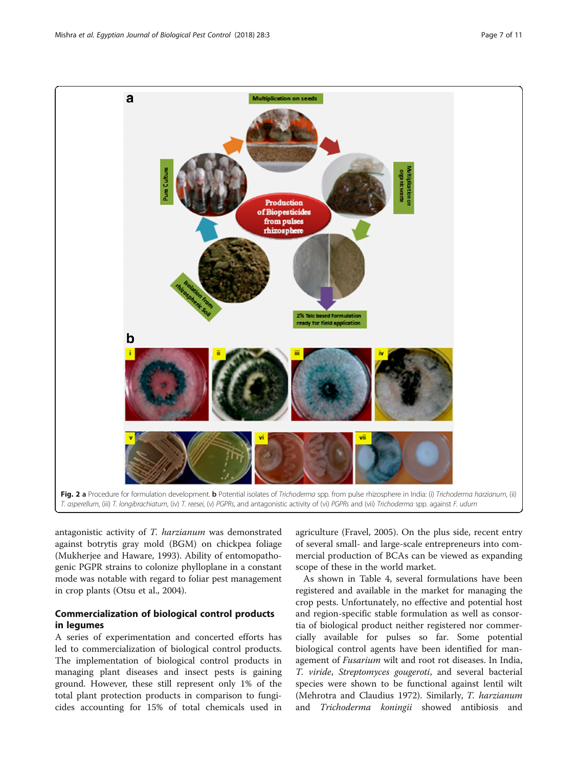Fig. 2 **a** Procedure for formulation development. **b** Potential isolates of *Trichoderma* spp. from pulse rhizosphere in India: (i) *Trichoderma harzianum*, (ii) *T. asperellum*, (iii) *T. longibrachiatum*, (iv) *T. reesei*, (v) *PGPRs*, and antagonistic activity of (vi) *PGPRs* and (vii) *Trichoderma* spp. against *F. udum*

antagonistic activity of *T. harzianum* was demonstrated against botrytis gray mold (BGM) on chickpea foliage (Mukherjee and Haware, 1993). Ability of entomopathogenic PGPR strains to colonize phylloplane in a constant mode was notable with regard to foliar pest management in crop plants (Otsu et al., 2004).

## Commercialization of biological control products in legumes

A series of experimentation and concerted efforts has led to commercialization of biological control products. The implementation of biological control products in managing plant diseases and insect pests is gaining ground. However, these still represent only 1% of the total plant protection products in comparison to fungicides accounting for 15% of total chemicals used in agriculture (Fravel, 2005). On the plus side, recent entry of several small- and large-scale entrepreneurs into commercial production of BCAs can be viewed as expanding scope of these in the world market.

As shown in Table 4, several formulations have been registered and available in the market for managing the crop pests. Unfortunately, no effective and potential host and region-specific stable formulation as well as consortia of biological product neither registered nor commercially available for pulses so far. Some potential biological control agents have been identified for management of *Fusarium* wilt and root rot diseases. In India, *T. viride*, *Streptomyces gougeroti*, and several bacterial species were shown to be functional against lentil wilt (Mehrotra and Claudius 1972). Similarly, *T. harzianum* and *Trichoderma koningii* showed antibiosis and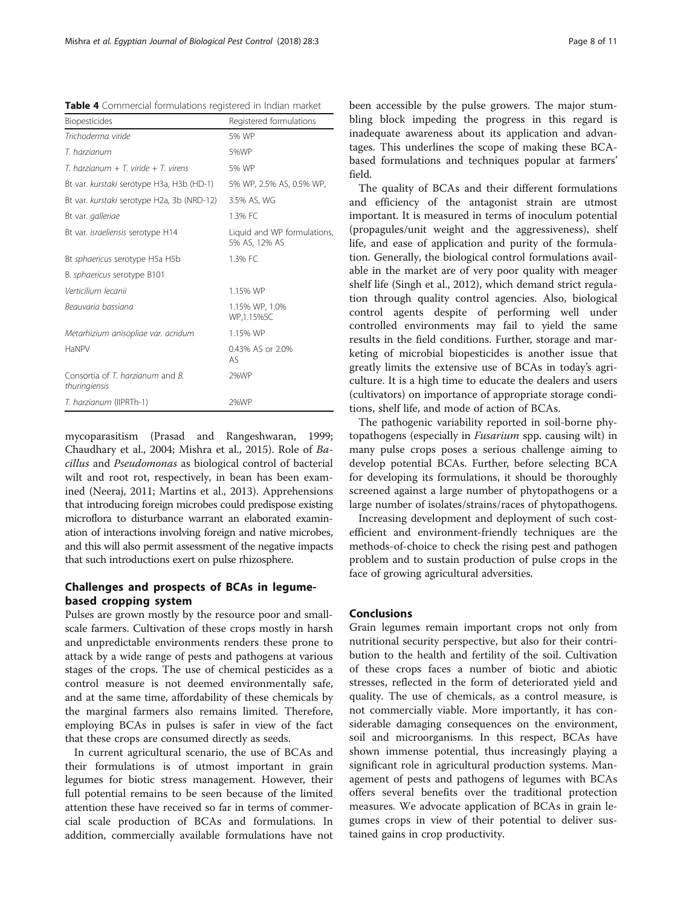**Table 4** Commercial formulations registered in Indian market

| Biopesticides | Registered formulations |
|---|---|
| *Trichoderma viride* | 5% WP |
| *T. harzianum* | 5%WP |
| *T. harzianum* + *T. viride* + *T. virens* | 5% WP |
| Bt var. *kurstaki* serotype H3a, H3b (HD-1) | 5% WP, 2.5% AS, 0.5% WP, |
| Bt var. *kurstaki* serotype H2a, 3b (NRD-12) | 3.5% AS, WG |
| Bt var. *galleriae* | 1.3% FC |
| Bt var. *israeliensis* serotype H14 | Liquid and WP formulations, 5% AS, 12% AS |
| Bt *sphaericus* serotype H5a H5b | 1.3% FC |
| B. *sphaericus* serotype B101 | |
| *Verticilium lecanii* | 1.15% WP |
| *Beauvaria bassiana* | 1.15% WP, 1.0% WP,1.15%SC |
| *Metarhizium anisopliae var. acridum* | 1.15% WP |
| HaNPV | 0.43% AS or 2.0% AS |
| Consortia of *T. harzianum* and *B. thuringiensis* | 2%WP |
| *T. harzianum* (IIPRTh-1) | 2%WP |

mycoparasitism (Prasad and Rangeshwaran, 1999; Chaudhary et al., 2004; Mishra et al., 2015). Role of *Bacillus* and *Pseudomonas* as biological control of bacterial wilt and root rot, respectively, in bean has been examined (Neeraj, 2011; Martins et al., 2013). Apprehensions that introducing foreign microbes could predispose existing microflora to disturbance warrant an elaborated examination of interactions involving foreign and native microbes, and this will also permit assessment of the negative impacts that such introductions exert on pulse rhizosphere.

## Challenges and prospects of BCAs in legume-based cropping system

Pulses are grown mostly by the resource poor and small-scale farmers. Cultivation of these crops mostly in harsh and unpredictable environments renders these prone to attack by a wide range of pests and pathogens at various stages of the crops. The use of chemical pesticides as a control measure is not deemed environmentally safe, and at the same time, affordability of these chemicals by the marginal farmers also remains limited. Therefore, employing BCAs in pulses is safer in view of the fact that these crops are consumed directly as seeds.

In current agricultural scenario, the use of BCAs and their formulations is of utmost important in grain legumes for biotic stress management. However, their full potential remains to be seen because of the limited attention these have received so far in terms of commercial scale production of BCAs and formulations. In addition, commercially available formulations have not been accessible by the pulse growers. The major stumbling block impeding the progress in this regard is inadequate awareness about its application and advantages. This underlines the scope of making these BCA-based formulations and techniques popular at farmers' field.

The quality of BCAs and their different formulations and efficiency of the antagonist strain are utmost important. It is measured in terms of inoculum potential (propagules/unit weight and the aggressiveness), shelf life, and ease of application and purity of the formulation. Generally, the biological control formulations available in the market are of very poor quality with meager shelf life (Singh et al., 2012), which demand strict regulation through quality control agencies. Also, biological control agents despite of performing well under controlled environments may fail to yield the same results in the field conditions. Further, storage and marketing of microbial biopesticides is another issue that greatly limits the extensive use of BCAs in today's agriculture. It is a high time to educate the dealers and users (cultivators) on importance of appropriate storage conditions, shelf life, and mode of action of BCAs.

The pathogenic variability reported in soil-borne phytopathogens (especially in *Fusarium* spp. causing wilt) in many pulse crops poses a serious challenge aiming to develop potential BCAs. Further, before selecting BCA for developing its formulations, it should be thoroughly screened against a large number of phytopathogens or a large number of isolates/strains/races of phytopathogens.

Increasing development and deployment of such cost-efficient and environment-friendly techniques are the methods-of-choice to check the rising pest and pathogen problem and to sustain production of pulse crops in the face of growing agricultural adversities.

## Conclusions

Grain legumes remain important crops not only from nutritional security perspective, but also for their contribution to the health and fertility of the soil. Cultivation of these crops faces a number of biotic and abiotic stresses, reflected in the form of deteriorated yield and quality. The use of chemicals, as a control measure, is not commercially viable. More importantly, it has considerable damaging consequences on the environment, soil and microorganisms. In this respect, BCAs have shown immense potential, thus increasingly playing a significant role in agricultural production systems. Management of pests and pathogens of legumes with BCAs offers several benefits over the traditional protection measures. We advocate application of BCAs in grain legumes crops in view of their potential to deliver sustained gains in crop productivity.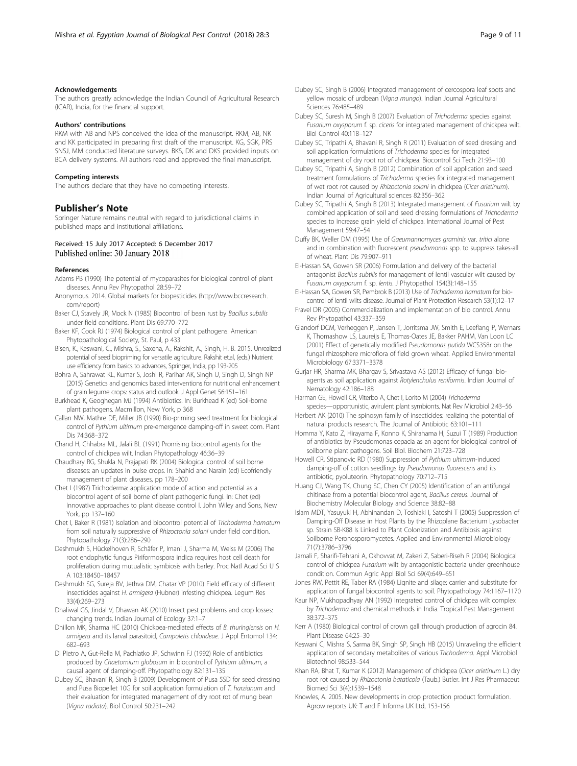#### Acknowledgements

The authors greatly acknowledge the Indian Council of Agricultural Research (ICAR), India, for the financial support.

#### Authors' contributions

RKM with AB and NPS conceived the idea of the manuscript. RKM, AB, NK and KK participated in preparing first draft of the manuscript. KG, SGK, PRS SNSJ, MM conducted literature surveys. BKS, DK and DKS provided inputs on BCA delivery systems. All authors read and approved the final manuscript.

#### Competing interests

The authors declare that they have no competing interests.

## Publisher's Note

Springer Nature remains neutral with regard to jurisdictional claims in published maps and institutional affiliations.

Received: 15 July 2017 Accepted: 6 December 2017
Published online: 30 January 2018

#### References

Adams PB (1990) The potential of mycoparasites for biological control of plant diseases. Annu Rev Phytopathol 28:59–72

Anonymous. 2014. Global markets for biopesticides (http://www.bccresearch.com/report)

Baker CJ, Stavely JR, Mock N (1985) Biocontrol of bean rust by *Bacillus subtilis* under field conditions. Plant Dis 69:770–772

Baker KF, Cook RJ (1974) Biological control of plant pathogens. American Phytopathological Society, St. Paul, p 433

Bisen, K., Keswani, C., Mishra, S., Saxena, A., Rakshit, A., Singh, H. B. 2015. Unrealized potential of seed biopriming for versatile agriculture. Rakshit et.al, (eds.) Nutrient use efficiency from basics to advances, Springer, India, pp 193-205

Bohra A, Sahrawat KL, Kumar S, Joshi R, Parihar AK, Singh U, Singh D, Singh NP (2015) Genetics and genomics based interventions for nutritional enhancement of grain legume crops: status and outlook. J Appl Genet 56:151–161

Burkhead K, Geoghegan MJ (1994) Antibiotics. In: Burkhead K (ed) Soil-borne plant pathogens. Macmillon, New York, p 368

Callan NW, Mathre DE, Miller JB (1990) Bio-priming seed treatment for biological control of *Pythium ultimum* pre-emergence damping-off in sweet corn. Plant Dis 74:368–372

Chand H, Chhabra ML, Jalali BL (1991) Promising biocontrol agents for the control of chickpea wilt. Indian Phytopathology 46:36–39

Chaudhary RG, Shukla N, Prajapati RK (2004) Biological control of soil borne diseases: an updates in pulse crops. In: Shahid and Narain (ed) Ecofriendly management of plant diseases, pp 178–200

Chet I (1987) Trichoderma: application mode of action and potential as a biocontrol agent of soil borne of plant pathogenic fungi. In: Chet (ed) Innovative approaches to plant disease control I. John Wiley and Sons, New York, pp 137–160

Chet I, Baker R (1981) Isolation and biocontrol potential of *Trichoderma hamatum* from soil naturally suppressive of *Rhizoctonia solani* under field condition. Phytopathology 71(3):286–290

Deshmukh S, Hückelhoven R, Schäfer P, Imani J, Sharma M, Weiss M (2006) The root endophytic fungus Piriformospora indica requires host cell death for proliferation during mutualistic symbiosis with barley. Proc Natl Acad Sci U S A 103:18450–18457

Deshmukh SG, Sureja BV, Jethva DM, Chatar VP (2010) Field efficacy of different insecticides against *H. armigera* (Hubner) infesting chickpea. Legum Res 33(4):269–273

Dhaliwal GS, Jindal V, Dhawan AK (2010) Insect pest problems and crop losses: changing trends. Indian Journal of Ecology 37:1–7

Dhillon MK, Sharma HC (2010) Chickpea-mediated effects of *B. thuringiensis* on *H. armigera* and its larval parasitoid, *Campoletis chlorideae*. J Appl Entomol 134: 682–693

Di Pietro A, Gut-Rella M, Pachlatko JP, Schwinn FJ (1992) Role of antibiotics produced by *Chaetomium globosum* in biocontrol of *Pythium ultimum*, a causal agent of damping-off. Phytopathology 82:131–135

Dubey SC, Bhavani R, Singh B (2009) Development of Pusa 5SD for seed dressing and Pusa Biopellet 10G for soil application formulation of *T. harzianum* and their evaluation for integrated management of dry root rot of mung bean (*Vigna radiata*). Biol Control 50:231–242

Dubey SC, Singh B (2006) Integrated management of cercospora leaf spots and yellow mosaic of urdbean (*Vigna mungo*). Indian Journal Agricultural Sciences 76:485–489

Dubey SC, Suresh M, Singh B (2007) Evaluation of *Trichoderma* species against *Fusarium oxysporum* f. sp. *ciceris* for integrated management of chickpea wilt. Biol Control 40:118–127

Dubey SC, Tripathi A, Bhavani R, Singh R (2011) Evaluation of seed dressing and soil application formulations of *Trichoderma* species for integrated management of dry root rot of chickpea. Biocontrol Sci Tech 21:93–100

Dubey SC, Tripathi A, Singh B (2012) Combination of soil application and seed treatment formulations of *Trichoderma* species for integrated management of wet root rot caused by *Rhizoctonia solani* in chickpea (*Cicer arietinum*). Indian Journal of Agricultural sciences 82:356–362

Dubey SC, Tripathi A, Singh B (2013) Integrated management of *Fusarium* wilt by combined application of soil and seed dressing formulations of *Trichoderma* species to increase grain yield of chickpea. International Journal of Pest Management 59:47–54

Duffy BK, Weller DM (1995) Use of *Gaeumannomyces graminis* var. *tritici* alone and in combination with fluorescent *pseudomonas* spp. to suppress takes-all of wheat. Plant Dis 79:907–911

El-Hassan SA, Gowen SR (2006) Formulation and delivery of the bacterial antagonist *Bacillus subtilis* for management of lentil vascular wilt caused by *Fusarium oxysporum* f. sp. *lentis*. J Phytopathol 154(3):148–155

El-Hassan SA, Gowen SR, Pembrok B (2013) Use of *Trichoderma hamatum* for bio-control of lentil wilts disease. Journal of Plant Protection Research 53(1):12–17

Fravel DR (2005) Commercialization and implementation of bio control. Annu Rev Phytopathol 43:337–359

Glandorf DCM, Verheggen P, Jansen T, Jorritsma JW, Smith E, Leeflang P, Wernars K, Thomashow LS, Laureijs E, Thomas-Oates JE, Bakker PAHM, Van Loon LC (2001) Effect of genetically modified *Pseudomonas putida* WCS358r on the fungal rhizosphere microflora of field grown wheat. Applied Environmental Microbiology 67:3371–3378

Gurjar HR, Sharma MK, Bhargav S, Srivastava AS (2012) Efficacy of fungal bio-agents as soil application against *Rotylenchulus reniformis*. Indian Journal of Nematology 42:186–188

Harman GE, Howell CR, Viterbo A, Chet I, Lorito M (2004) *Trichoderma* species—opportunistic, avirulent plant symbionts. Nat Rev Microbiol 2:43–56

Herbert AK (2010) The spinosyn family of insecticides: realizing the potential of natural products research. The Journal of Antibiotic 63:101–111

Homma Y, Kato Z, Hirayama F, Konno K, Shirahama H, Suzui T (1989) Production of antibiotics by Pseudomonas cepacia as an agent for biological control of soilborne plant pathogens. Soil Biol. Biochem 21:723–728

Howell CR, Stipanovic RD (1980) Suppression of *Pythium ultimum*-induced damping-off of cotton seedlings by *Pseudomonas fluorescens* and its antibiotic, pyoluteorin. Phytopathology 70:712–715

Huang CJ, Wang TK, Chung SC, Chen CY (2005) Identification of an antifungal chitinase from a potential biocontrol agent, *Bacillus cereus*. Journal of Biochemistry Molecular Biology and Science 38:82–88

Islam MDT, Yasuyuki H, Abhinandan D, Toshiaki I, Satoshi T (2005) Suppression of Damping-Off Disease in Host Plants by the Rhizoplane Bacterium Lysobacter sp. Strain SB-K88 Is Linked to Plant Colonization and Antibiosis against Soilborne Peronosporomycetes. Applied and Environmental Microbiology 71(7):3786–3796

Jamali F, Sharifi-Tehrani A, Okhovvat M, Zakeri Z, Saberi-Riseh R (2004) Biological control of chickpea *Fusarium* wilt by antagonistic bacteria under greenhouse condition. Commun Agric Appl Biol Sci 69(4):649–651

Jones RW, Pettit RE, Taber RA (1984) Lignite and silage: carrier and substitute for application of fungal biocontrol agents to soil. Phytopathology 74:1167–1170

Kaur NP, Mukhopadhyay AN (1992) Integrated control of chickpea wilt complex by *Trichoderma* and chemical methods in India. Tropical Pest Management 38:372–375

Kerr A (1980) Biological control of crown gall through production of agrocin 84. Plant Disease 64:25–30

Keswani C, Mishra S, Sarma BK, Singh SP, Singh HB (2015) Unraveling the efficient application of secondary metabolites of various *Trichoderma*. Appl Microbiol Biotechnol 98:533–544

Khan RA, Bhat T, Kumar K (2012) Management of chickpea (*Cicer arietinum* L.) dry root rot caused by *Rhizoctonia bataticola* (Taub.) Butler. Int J Res Pharmaceut Biomed Sci 3(4):1539–1548

Knowles, A. 2005. New developments in crop protection product formulation. Agrow reports UK: T and F Informa UK Ltd, 153-156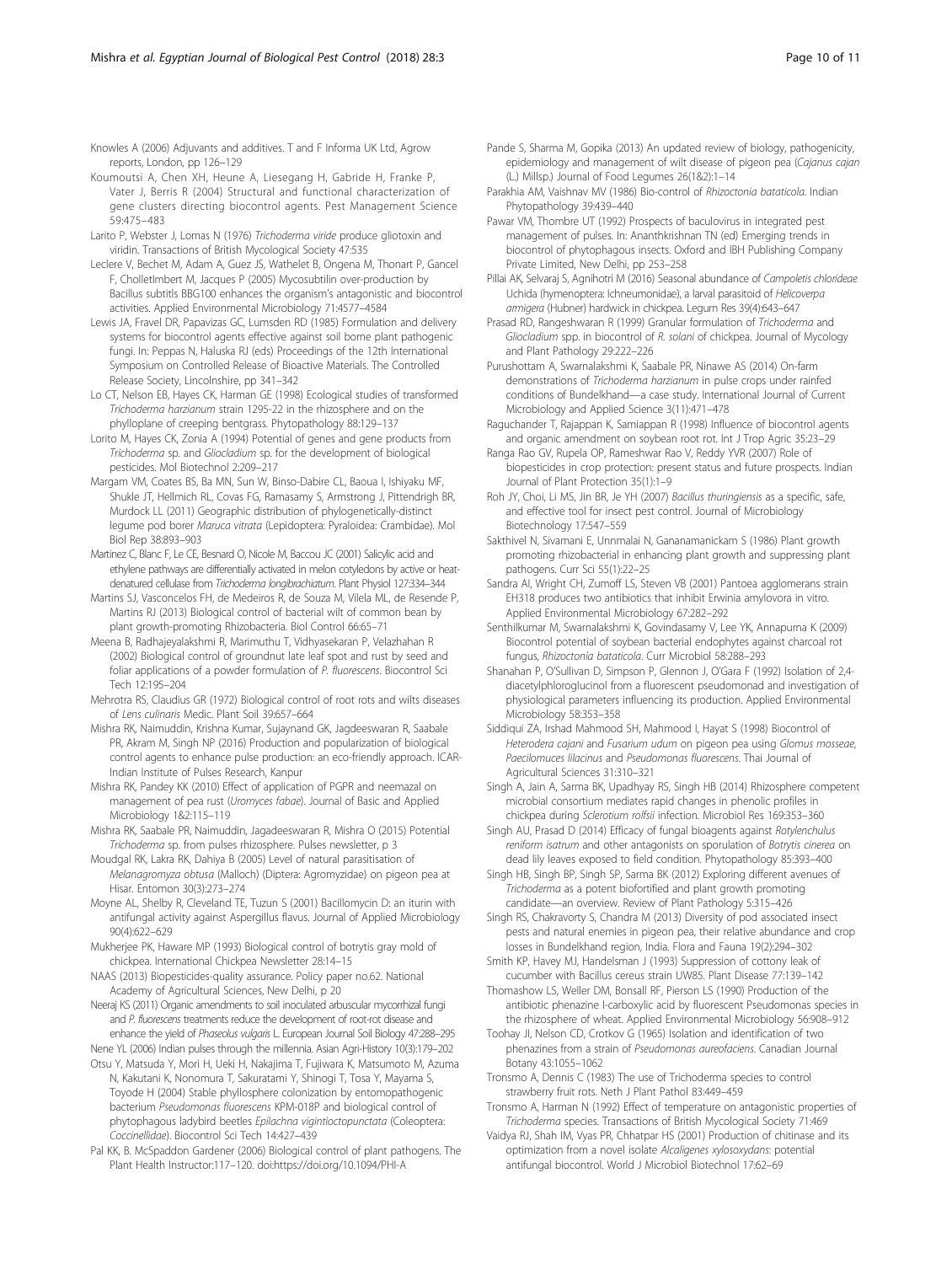Knowles A (2006) Adjuvants and additives. T and F Informa UK Ltd, Agrow reports, London, pp 126–129

Koumoutsi A, Chen XH, Heune A, Liesegang H, Gabride H, Franke P, Vater J, Berris R (2004) Structural and functional characterization of gene clusters directing biocontrol agents. Pest Management Science 59:475–483

Larito P, Webster J, Lomas N (1976) *Trichoderma viride* produce gliotoxin and viridin. Transactions of British Mycological Society 47:535

Leclere V, Bechet M, Adam A, Guez JS, Wathelet B, Ongena M, Thonart P, Gancel F, CholletImbert M, Jacques P (2005) Mycosubtilin over-production by Bacillus subtitls BBG100 enhances the organism's antagonistic and biocontrol activities. Applied Environmental Microbiology 71:4577–4584

Lewis JA, Fravel DR, Papavizas GC, Lumsden RD (1985) Formulation and delivery systems for biocontrol agents effective against soil borne plant pathogenic fungi. In: Peppas N, Haluska RJ (eds) Proceedings of the 12th International Symposium on Controlled Release of Bioactive Materials. The Controlled Release Society, Lincolnshire, pp 341–342

Lo CT, Nelson EB, Hayes CK, Harman GE (1998) Ecological studies of transformed *Trichoderma harzianum* strain 1295-22 in the rhizosphere and on the phylloplane of creeping bentgrass. Phytopathology 88:129–137

Lorito M, Hayes CK, Zonia A (1994) Potential of genes and gene products from *Trichoderma* sp. and *Gliocladium* sp. for the development of biological pesticides. Mol Biotechnol 2:209–217

Margam VM, Coates BS, Ba MN, Sun W, Binso-Dabire CL, Baoua I, Ishiyaku MF, Shukle JT, Hellmich RL, Covas FG, Ramasamy S, Armstrong J, Pittendrigh BR, Murdock LL (2011) Geographic distribution of phylogenetically-distinct legume pod borer *Maruca vitrata* (Lepidoptera: Pyraloidea: Crambidae). Mol Biol Rep 38:893–903

Martinez C, Blanc F, Le CE, Besnard O, Nicole M, Baccou JC (2001) Salicylic acid and ethylene pathways are differentially activated in melon cotyledons by active or heat-denatured cellulase from *Trichoderma longibrachiatum*. Plant Physiol 127:334–344

Martins SJ, Vasconcelos FH, de Medeiros R, de Souza M, Vilela ML, de Resende P, Martins RJ (2013) Biological control of bacterial wilt of common bean by plant growth-promoting Rhizobacteria. Biol Control 66:65–71

Meena B, Radhajeyalakshmi R, Marimuthu T, Vidhyasekaran P, Velazhahan R (2002) Biological control of groundnut late leaf spot and rust by seed and foliar applications of a powder formulation of *P. fluorescens*. Biocontrol Sci Tech 12:195–204

Mehrotra RS, Claudius GR (1972) Biological control of root rots and wilts diseases of *Lens culinaris* Medic. Plant Soil 39:657–664

Mishra RK, Naimuddin, Krishna Kumar, Sujaynand GK, Jagdeeswaran R, Saabale PR, Akram M, Singh NP (2016) Production and popularization of biological control agents to enhance pulse production: an eco-friendly approach. ICAR-Indian Institute of Pulses Research, Kanpur

Mishra RK, Pandey KK (2010) Effect of application of PGPR and neemazal on management of pea rust (*Uromyces fabae*). Journal of Basic and Applied Microbiology 1&2:115–119

Mishra RK, Saabale PR, Naimuddin, Jagadeeswaran R, Mishra O (2015) Potential *Trichoderma* sp. from pulses rhizosphere. Pulses newsletter, p 3

Moudgal RK, Lakra RK, Dahiya B (2005) Level of natural parasitisation of *Melanagromyza obtusa* (Malloch) (Diptera: Agromyzidae) on pigeon pea at Hisar. Entomon 30(3):273–274

Moyne AL, Shelby R, Cleveland TE, Tuzun S (2001) Bacillomycin D: an iturin with antifungal activity against Aspergillus flavus. Journal of Applied Microbiology 90(4):622–629

Mukherjee PK, Haware MP (1993) Biological control of botrytis gray mold of chickpea. International Chickpea Newsletter 28:14–15

NAAS (2013) Biopesticides-quality assurance. Policy paper no.62. National Academy of Agricultural Sciences, New Delhi, p 20

Neeraj KS (2011) Organic amendments to soil inoculated arbuscular mycorrhizal fungi and *P. fluorescens* treatments reduce the development of root-rot disease and enhance the yield of *Phaseolus vulgaris* L. European Journal Soil Biology 47:288–295

Nene YL (2006) Indian pulses through the millennia. Asian Agri-History 10(3):179–202

Otsu Y, Matsuda Y, Mori H, Ueki H, Nakajima T, Fujiwara K, Matsumoto M, Azuma N, Kakutani K, Nonomura T, Sakuratami Y, Shinogi T, Tosa Y, Mayama S, Toyode H (2004) Stable phyllosphere colonization by entomopathogenic bacterium *Pseudomonas fluorescens* KPM-018P and biological control of phytophagous ladybird beetles *Epilachna vigintioctopunctata* (Coleoptera: Coccinellidae). Biocontrol Sci Tech 14:427–439

Pal KK, B. McSpaddon Gardener (2006) Biological control of plant pathogens. The Plant Health Instructor:117–120. doi:https://doi.org/10.1094/PHI-A

Pande S, Sharma M, Gopika (2013) An updated review of biology, pathogenicity, epidemiology and management of wilt disease of pigeon pea (*Cajanus cajan* (L.) Millsp.) Journal of Food Legumes 26(1&2):1–14

Parakhia AM, Vaishnav MV (1986) Bio-control of *Rhizoctonia bataticola*. Indian Phytopathology 39:439–440

Pawar VM, Thombre UT (1992) Prospects of baculovirus in integrated pest management of pulses. In: Ananthkrishnan TN (ed) Emerging trends in biocontrol of phytophagous insects. Oxford and IBH Publishing Company Private Limited, New Delhi, pp 253–258

Pillai AK, Selvaraj S, Agnihotri M (2016) Seasonal abundance of *Campoletis chlorideae* Uchida (hymenoptera: Ichneumonidae), a larval parasitoid of *Helicoverpa armigera* (Hubner) hardwick in chickpea. Legum Res 39(4):643–647

Prasad RD, Rangeshwaran R (1999) Granular formulation of *Trichoderma* and *Gliocladium* spp. in biocontrol of *R. solani* of chickpea. Journal of Mycology and Plant Pathology 29:222–226

Purushottam A, Swarnalakshmi K, Saabale PR, Ninawe AS (2014) On-farm demonstrations of *Trichoderma harzianum* in pulse crops under rainfed conditions of Bundelkhand—a case study. International Journal of Current Microbiology and Applied Science 3(11):471–478

Raguchander T, Rajappan K, Samiappan R (1998) Influence of biocontrol agents and organic amendment on soybean root rot. Int J Trop Agric 35:23–29

Ranga Rao GV, Rupela OP, Rameshwar Rao V, Reddy YVR (2007) Role of biopesticides in crop protection: present status and future prospects. Indian Journal of Plant Protection 35(1):1–9

Roh JY, Choi, Li MS, Jin BR, Je YH (2007) *Bacillus thuringiensis* as a specific, safe, and effective tool for insect pest control. Journal of Microbiology Biotechnology 17:547–559

Sakthivel N, Sivamani E, Unnmalai N, Gananamanickam S (1986) Plant growth promoting rhizobacterial in enhancing plant growth and suppressing plant pathogens. Curr Sci 55(1):22–25

Sandra AI, Wright CH, Zumoff LS, Steven VB (2001) Pantoea agglomerans strain EH318 produces two antibiotics that inhibit Erwinia amylovora in vitro. Applied Environmental Microbiology 67:282–292

Senthilkumar M, Swarnalakshmi K, Govindasamy V, Lee YK, Annapurna K (2009) Biocontrol potential of soybean bacterial endophytes against charcoal rot fungus, *Rhizoctonia bataticola*. Curr Microbiol 58:288–293

Shanahan P, O'Sullivan D, Simpson P, Glennon J, O'Gara F (1992) Isolation of 2,4-diacetylphloroglucinol from a fluorescent pseudomonad and investigation of physiological parameters influencing its production. Applied Environmental Microbiology 58:353–358

Siddiqui ZA, Irshad Mahmood SH, Mahmood I, Hayat S (1998) Biocontrol of *Heterodera cajani* and *Fusarium udum* on pigeon pea using *Glomus mosseae*, *Paecilomuces lilacinus* and *Pseudomonas fluorescens*. Thai Journal of Agricultural Sciences 31:310–321

Singh A, Jain A, Sarma BK, Upadhyay RS, Singh HB (2014) Rhizosphere competent microbial consortium mediates rapid changes in phenolic profiles in chickpea during *Sclerotium rolfsii* infection. Microbiol Res 169:353–360

Singh AU, Prasad D (2014) Efficacy of fungal bioagents against *Rotylenchulus reniform isatrum* and other antagonists on sporulation of *Botrytis cinerea* on dead lily leaves exposed to field condition. Phytopathology 85:393–400

Singh HB, Singh BP, Singh SP, Sarma BK (2012) Exploring different avenues of *Trichoderma* as a potent biofortified and plant growth promoting candidate—an overview. Review of Plant Pathology 5:315–426

Singh RS, Chakravorty S, Chandra M (2013) Diversity of pod associated insect pests and natural enemies in pigeon pea, their relative abundance and crop losses in Bundelkhand region, India. Flora and Fauna 19(2):294–302

Smith KP, Havey MJ, Handelsman J (1993) Suppression of cottony leak of cucumber with Bacillus cereus strain UW85. Plant Disease 77:139–142

Thomashow LS, Weller DM, Bonsall RF, Pierson LS (1990) Production of the antibiotic phenazine I-carboxylic acid by fluorescent Pseudomonas species in the rhizosphere of wheat. Applied Environmental Microbiology 56:908–912

Toohay JI, Nelson CD, Crotkov G (1965) Isolation and identification of two phenazines from a strain of *Pseudomonas aureofaciens*. Canadian Journal Botany 43:1055–1062

Tronsmo A, Dennis C (1983) The use of Trichoderma species to control strawberry fruit rots. Neth J Plant Pathol 83:449–459

Tronsmo A, Harman N (1992) Effect of temperature on antagonistic properties of *Trichoderma* species. Transactions of British Mycological Society 71:469

Vaidya RJ, Shah IM, Vyas PR, Chhatpar HS (2001) Production of chitinase and its optimization from a novel isolate *Alcaligenes xylosoxydans*: potential antifungal biocontrol. World J Microbiol Biotechnol 17:62–69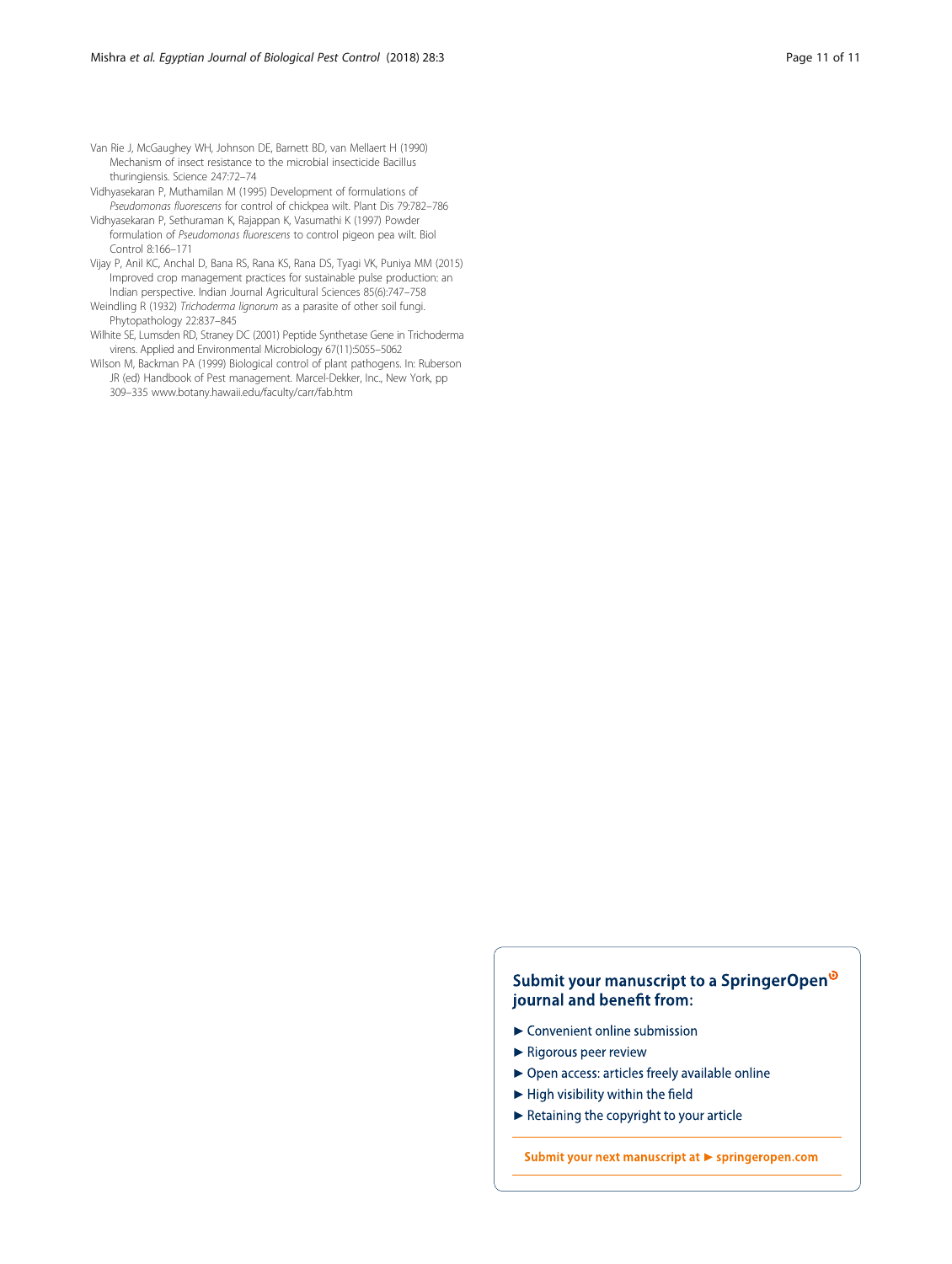Van Rie J, McGaughey WH, Johnson DE, Barnett BD, van Mellaert H (1990) Mechanism of insect resistance to the microbial insecticide Bacillus thuringiensis. Science 247:72–74

Vidhyasekaran P, Muthamilan M (1995) Development of formulations of *Pseudomonas fluorescens* for control of chickpea wilt. Plant Dis 79:782–786

Vidhyasekaran P, Sethuraman K, Rajappan K, Vasumathi K (1997) Powder formulation of *Pseudomonas fluorescens* to control pigeon pea wilt. Biol Control 8:166–171

Vijay P, Anil KC, Anchal D, Bana RS, Rana KS, Rana DS, Tyagi VK, Puniya MM (2015) Improved crop management practices for sustainable pulse production: an Indian perspective. Indian Journal Agricultural Sciences 85(6):747–758

Weindling R (1932) *Trichoderma lignorum* as a parasite of other soil fungi. Phytopathology 22:837–845

Wilhite SE, Lumsden RD, Straney DC (2001) Peptide Synthetase Gene in Trichoderma virens. Applied and Environmental Microbiology 67(11):5055–5062

Wilson M, Backman PA (1999) Biological control of plant pathogens. In: Ruberson JR (ed) Handbook of Pest management. Marcel-Dekker, Inc., New York, pp 309–335 www.botany.hawaii.edu/faculty/carr/fab.htm